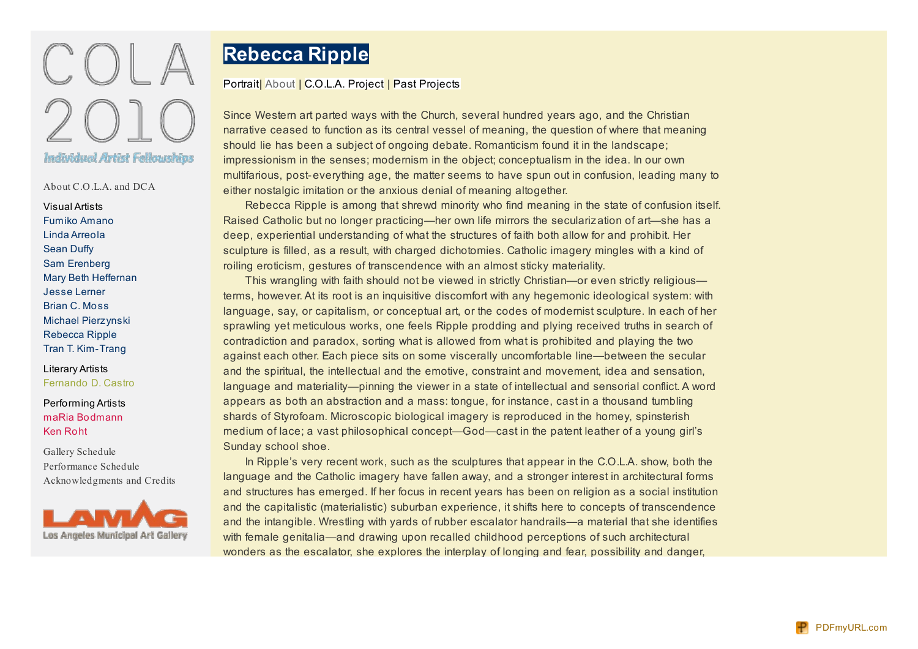COLA 2010

Individual Artist Fellowships

About C.O.L.A. and DCA

Visual Artists
Fumiko Amano
Linda Arreola
Sean Duffy
Sam Erenberg
Mary Beth Heffernan
Jesse Lerner
Brian C. Moss
Michael Pierzynski
Rebecca Ripple
Tran T. Kim-Trang

Literary Artists
Fernando D. Castro

Performing Artists
maRia Bodmann
Ken Roht

Gallery Schedule
Performance Schedule
Acknowledgments and Credits

Los Angeles Municipal Art Gallery

# Rebecca Ripple

Portrait| About | C.O.L.A. Project | Past Projects

Since Western art parted ways with the Church, several hundred years ago, and the Christian narrative ceased to function as its central vessel of meaning, the question of where that meaning should lie has been a subject of ongoing debate. Romanticism found it in the landscape; impressionism in the senses; modernism in the object; conceptualism in the idea. In our own multifarious, post-everything age, the matter seems to have spun out in confusion, leading many to either nostalgic imitation or the anxious denial of meaning altogether.

Rebecca Ripple is among that shrewd minority who find meaning in the state of confusion itself. Raised Catholic but no longer practicing—her own life mirrors the secularization of art—she has a deep, experiential understanding of what the structures of faith both allow for and prohibit. Her sculpture is filled, as a result, with charged dichotomies. Catholic imagery mingles with a kind of roiling eroticism, gestures of transcendence with an almost sticky materiality.

This wrangling with faith should not be viewed in strictly Christian—or even strictly religious—terms, however. At its root is an inquisitive discomfort with any hegemonic ideological system: with language, say, or capitalism, or conceptual art, or the codes of modernist sculpture. In each of her sprawling yet meticulous works, one feels Ripple prodding and plying received truths in search of contradiction and paradox, sorting what is allowed from what is prohibited and playing the two against each other. Each piece sits on some viscerally uncomfortable line—between the secular and the spiritual, the intellectual and the emotive, constraint and movement, idea and sensation, language and materiality—pinning the viewer in a state of intellectual and sensorial conflict. A word appears as both an abstraction and a mass: tongue, for instance, cast in a thousand tumbling shards of Styrofoam. Microscopic biological imagery is reproduced in the homey, spinsterish medium of lace; a vast philosophical concept—God—cast in the patent leather of a young girl's Sunday school shoe.

In Ripple's very recent work, such as the sculptures that appear in the C.O.L.A. show, both the language and the Catholic imagery have fallen away, and a stronger interest in architectural forms and structures has emerged. If her focus in recent years has been on religion as a social institution and the capitalistic (materialistic) suburban experience, it shifts here to concepts of transcendence and the intangible. Wrestling with yards of rubber escalator handrails—a material that she identifies with female genitalia—and drawing upon recalled childhood perceptions of such architectural wonders as the escalator, she explores the interplay of longing and fear, possibility and danger,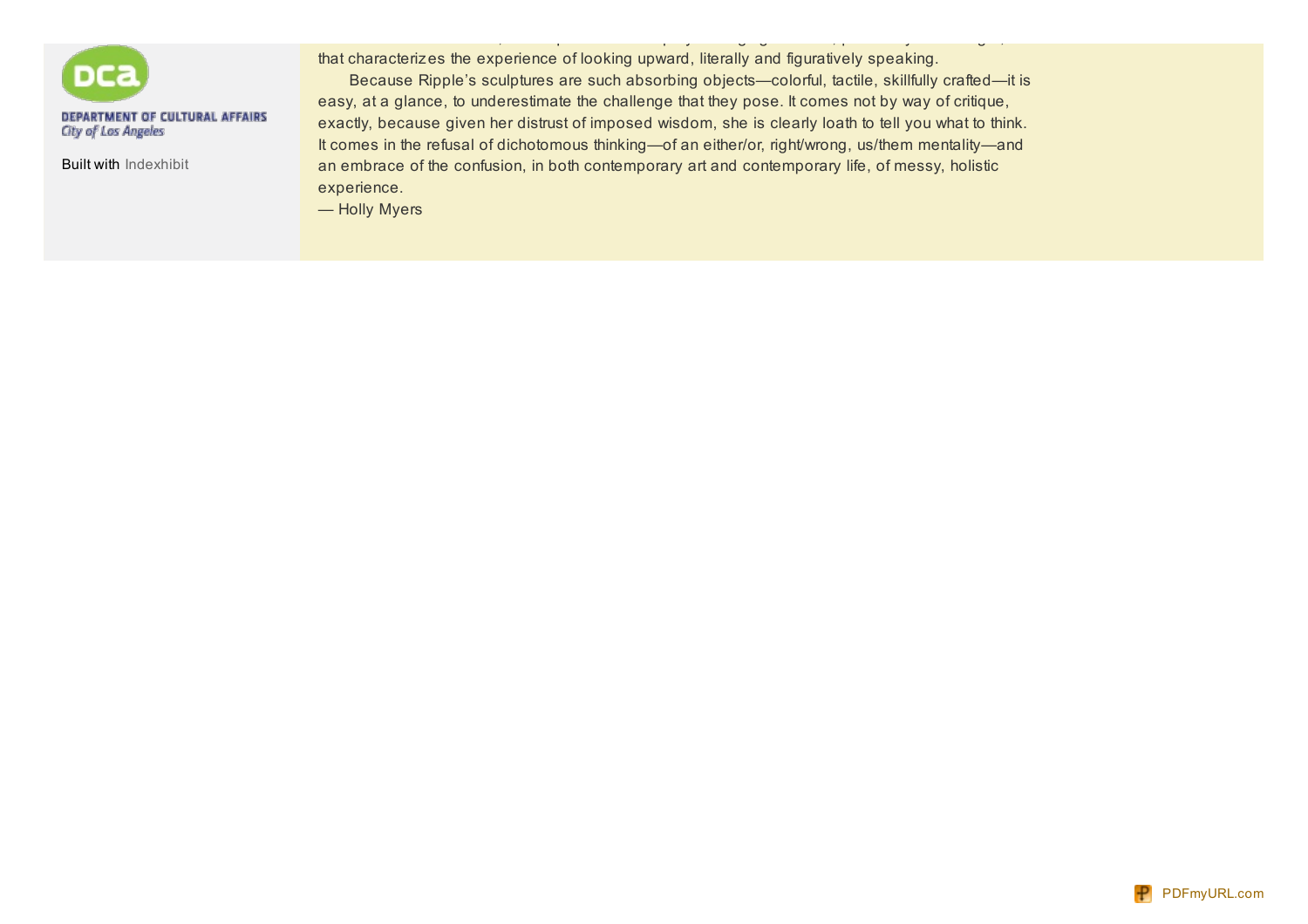that characterizes the experience of looking upward, literally and figuratively speaking.

Because Ripple's sculptures are such absorbing objects—colorful, tactile, skillfully crafted—it is easy, at a glance, to underestimate the challenge that they pose. It comes not by way of critique, exactly, because given her distrust of imposed wisdom, she is clearly loath to tell you what to think. It comes in the refusal of dichotomous thinking—of an either/or, right/wrong, us/them mentality—and an embrace of the confusion, in both contemporary art and contemporary life, of messy, holistic experience.

— Holly Myers